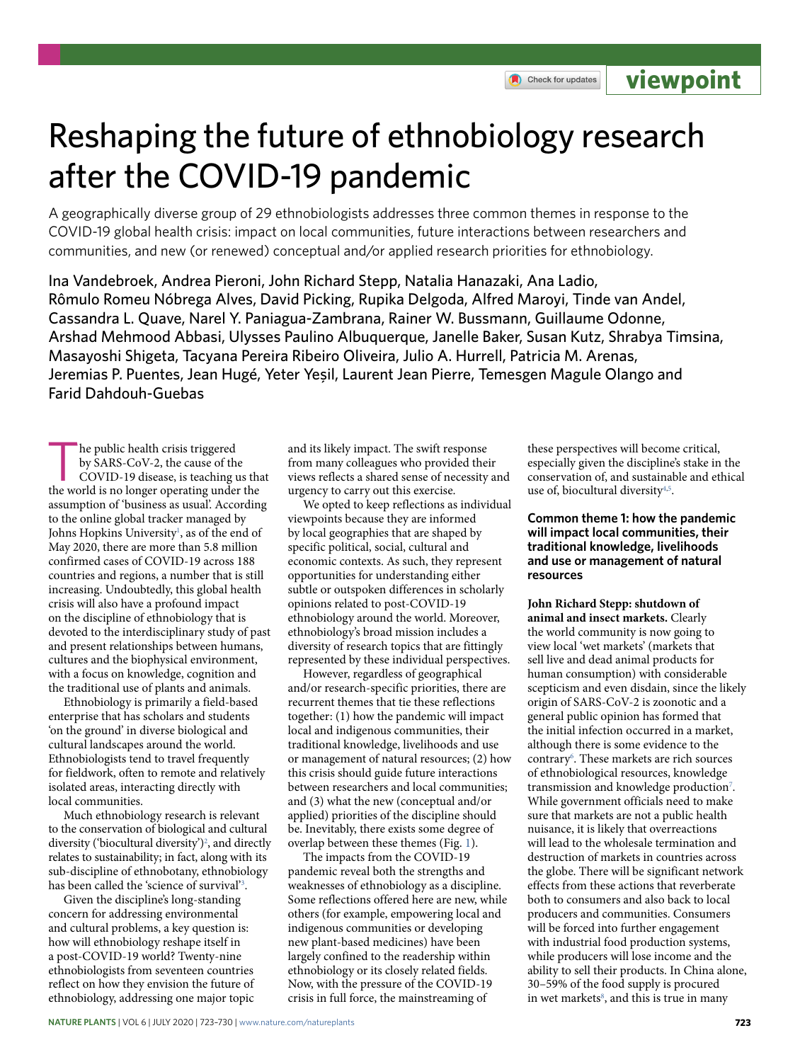# Reshaping the future of ethnobiology research after the COVID-19 pandemic

A geographically diverse group of 29 ethnobiologists addresses three common themes in response to the COVID-19 global health crisis: impact on local communities, future interactions between researchers and communities, and new (or renewed) conceptual and/or applied research priorities for ethnobiology.

Ina Vandebroek, Andrea Pieroni, John Richard Stepp, Natalia Hanazaki, Ana Ladio, Rômulo Romeu Nóbrega Alves, David Picking, Rupika Delgoda, Alfred Maroyi, Tinde van Andel, Cassandra L. Quave, Narel Y. Paniagua-Zambrana, Rainer W. Bussmann, Guillaume Odonne, Arshad Mehmood Abbasi, Ulysses Paulino Albuquerque, Janelle Baker, Susan Kutz, Shrabya Timsina, Masayoshi Shigeta, Tacyana Pereira Ribeiro Oliveira, Julio A. Hurrell, Patricia M. Arenas, Jeremias P. Puentes, Jean Hugé, Yeter Yeșil, Laurent Jean Pierre, Temesgen Magule Olango and Farid Dahdouh-Guebas

The public health crisis triggered by SARS-CoV-2, the cause of the COVID-19 disease, is teaching us that the world is no longer operating under the assumption of 'business as usual'. According to the online global tracker managed by Johns Hopkins University[1], as of the end of May 2020, there are more than 5.8 million confirmed cases of COVID-19 across 188 countries and regions, a number that is still increasing. Undoubtedly, this global health crisis will also have a profound impact on the discipline of ethnobiology that is devoted to the interdisciplinary study of past and present relationships between humans, cultures and the biophysical environment, with a focus on knowledge, cognition and the traditional use of plants and animals.

Ethnobiology is primarily a field-based enterprise that has scholars and students 'on the ground' in diverse biological and cultural landscapes around the world. Ethnobiologists tend to travel frequently for fieldwork, often to remote and relatively isolated areas, interacting directly with local communities.

Much ethnobiology research is relevant to the conservation of biological and cultural diversity ('biocultural diversity')[2], and directly relates to sustainability; in fact, along with its sub-discipline of ethnobotany, ethnobiology has been called the 'science of survival'[3].

Given the discipline's long-standing concern for addressing environmental and cultural problems, a key question is: how will ethnobiology reshape itself in a post-COVID-19 world? Twenty-nine ethnobiologists from seventeen countries reflect on how they envision the future of ethnobiology, addressing one major topic and its likely impact. The swift response from many colleagues who provided their views reflects a shared sense of necessity and urgency to carry out this exercise.

We opted to keep reflections as individual viewpoints because they are informed by local geographies that are shaped by specific political, social, cultural and economic contexts. As such, they represent opportunities for understanding either subtle or outspoken differences in scholarly opinions related to post-COVID-19 ethnobiology around the world. Moreover, ethnobiology's broad mission includes a diversity of research topics that are fittingly represented by these individual perspectives.

However, regardless of geographical and/or research-specific priorities, there are recurrent themes that tie these reflections together: (1) how the pandemic will impact local and indigenous communities, their traditional knowledge, livelihoods and use or management of natural resources; (2) how this crisis should guide future interactions between researchers and local communities; and (3) what the new (conceptual and/or applied) priorities of the discipline should be. Inevitably, there exists some degree of overlap between these themes (Fig. 1).

The impacts from the COVID-19 pandemic reveal both the strengths and weaknesses of ethnobiology as a discipline. Some reflections offered here are new, while others (for example, empowering local and indigenous communities or developing new plant-based medicines) have been largely confined to the readership within ethnobiology or its closely related fields. Now, with the pressure of the COVID-19 crisis in full force, the mainstreaming of these perspectives will become critical, especially given the discipline's stake in the conservation of, and sustainable and ethical use of, biocultural diversity[4,5].

## Common theme 1: how the pandemic will impact local communities, their traditional knowledge, livelihoods and use or management of natural resources

**John Richard Stepp: shutdown of animal and insect markets.** Clearly the world community is now going to view local 'wet markets' (markets that sell live and dead animal products for human consumption) with considerable scepticism and even disdain, since the likely origin of SARS-CoV-2 is zoonotic and a general public opinion has formed that the initial infection occurred in a market, although there is some evidence to the contrary[6]. These markets are rich sources of ethnobiological resources, knowledge transmission and knowledge production[7]. While government officials need to make sure that markets are not a public health nuisance, it is likely that overreactions will lead to the wholesale termination and destruction of markets in countries across the globe. There will be significant network effects from these actions that reverberate both to consumers and also back to local producers and communities. Consumers will be forced into further engagement with industrial food production systems, while producers will lose income and the ability to sell their products. In China alone, 30–59% of the food supply is procured in wet markets[8], and this is true in many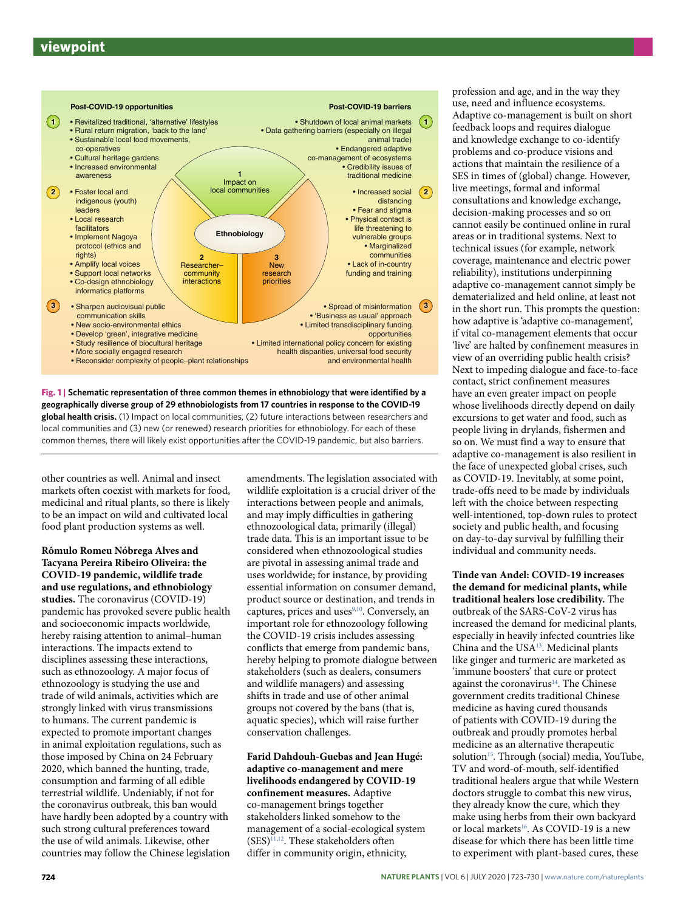**Post-COVID-19 opportunities**

1
- Revitalized traditional, 'alternative' lifestyles
- Rural return migration, 'back to the land'
- Sustainable local food movements, co-operatives
- Cultural heritage gardens
- Increased environmental awareness

2
- Foster local and indigenous (youth) leaders
- Local research facilitators
- Implement Nagoya protocol (ethics and rights)
- Amplify local voices
- Support local networks
- Co-design ethnobiology informatics platforms

3
- Sharpen audiovisual public communication skills
- New socio-environmental ethics
- Develop 'green', integrative medicine
- Study resilience of biocultural heritage
- More socially engaged research
- Reconsider complexity of people–plant relationships

**Post-COVID-19 barriers**

1
- Shutdown of local animal markets
- Data gathering barriers (especially on illegal animal trade)
- Endangered adaptive co-management of ecosystems
- Credibility issues of traditional medicine

2
- Increased social distancing
- Fear and stigma
- Physical contact is life threatening to vulnerable groups
- Marginalized communities
- Lack of in-country funding and training

3
- Spread of misinformation
- 'Business as usual' approach
- Limited transdisciplinary funding opportunities
- Limited international policy concern for existing health disparities, universal food security and environmental health

Ethnobiology: 1 Impact on local communities; 2 Researcher–community interactions; 3 New research priorities

**Fig. 1 | Schematic representation of three common themes in ethnobiology that were identified by a geographically diverse group of 29 ethnobiologists from 17 countries in response to the COVID-19 global health crisis.** (1) Impact on local communities, (2) future interactions between researchers and local communities and (3) new (or renewed) research priorities for ethnobiology. For each of these common themes, there will likely exist opportunities after the COVID-19 pandemic, but also barriers.

other countries as well. Animal and insect markets often coexist with markets for food, medicinal and ritual plants, so there is likely to be an impact on wild and cultivated local food plant production systems as well.

**Rômulo Romeu Nóbrega Alves and Tacyana Pereira Ribeiro Oliveira: the COVID-19 pandemic, wildlife trade and use regulations, and ethnobiology studies.** The coronavirus (COVID-19) pandemic has provoked severe public health and socioeconomic impacts worldwide, hereby raising attention to animal–human interactions. The impacts extend to disciplines assessing these interactions, such as ethnozoology. A major focus of ethnozoology is studying the use and trade of wild animals, activities which are strongly linked with virus transmissions to humans. The current pandemic is expected to promote important changes in animal exploitation regulations, such as those imposed by China on 24 February 2020, which banned the hunting, trade, consumption and farming of all edible terrestrial wildlife. Undeniably, if not for the coronavirus outbreak, this ban would have hardly been adopted by a country with such strong cultural preferences toward the use of wild animals. Likewise, other countries may follow the Chinese legislation amendments. The legislation associated with wildlife exploitation is a crucial driver of the interactions between people and animals, and may imply difficulties in gathering ethnozoological data, primarily (illegal) trade data. This is an important issue to be considered when ethnozoological studies are pivotal in assessing animal trade and uses worldwide; for instance, by providing essential information on consumer demand, product source or destination, and trends in captures, prices and uses[9,10]. Conversely, an important role for ethnozoology following the COVID-19 crisis includes assessing conflicts that emerge from pandemic bans, hereby helping to promote dialogue between stakeholders (such as dealers, consumers and wildlife managers) and assessing shifts in trade and use of other animal groups not covered by the bans (that is, aquatic species), which will raise further conservation challenges.

**Farid Dahdouh-Guebas and Jean Hugé: adaptive co-management and mere livelihoods endangered by COVID-19 confinement measures.** Adaptive co-management brings together stakeholders linked somehow to the management of a social-ecological system (SES)[11,12]. These stakeholders often differ in community origin, ethnicity, profession and age, and in the way they use, need and influence ecosystems. Adaptive co-management is built on short feedback loops and requires dialogue and knowledge exchange to co-identify problems and co-produce visions and actions that maintain the resilience of a SES in times of (global) change. However, live meetings, formal and informal consultations and knowledge exchange, decision-making processes and so on cannot easily be continued online in rural areas or in traditional systems. Next to technical issues (for example, network coverage, maintenance and electric power reliability), institutions underpinning adaptive co-management cannot simply be dematerialized and held online, at least not in the short run. This prompts the question: how adaptive is 'adaptive co-management', if vital co-management elements that occur 'live' are halted by confinement measures in view of an overriding public health crisis? Next to impeding dialogue and face-to-face contact, strict confinement measures have an even greater impact on people whose livelihoods directly depend on daily excursions to get water and food, such as people living in drylands, fishermen and so on. We must find a way to ensure that adaptive co-management is also resilient in the face of unexpected global crises, such as COVID-19. Inevitably, at some point, trade-offs need to be made by individuals left with the choice between respecting well-intentioned, top-down rules to protect society and public health, and focusing on day-to-day survival by fulfilling their individual and community needs.

**Tinde van Andel: COVID-19 increases the demand for medicinal plants, while traditional healers lose credibility.** The outbreak of the SARS-CoV-2 virus has increased the demand for medicinal plants, especially in heavily infected countries like China and the USA[13]. Medicinal plants like ginger and turmeric are marketed as 'immune boosters' that cure or protect against the coronavirus[14]. The Chinese government credits traditional Chinese medicine as having cured thousands of patients with COVID-19 during the outbreak and proudly promotes herbal medicine as an alternative therapeutic solution[15]. Through (social) media, YouTube, TV and word-of-mouth, self-identified traditional healers argue that while Western doctors struggle to combat this new virus, they already know the cure, which they make using herbs from their own backyard or local markets[16]. As COVID-19 is a new disease for which there has been little time to experiment with plant-based cures, these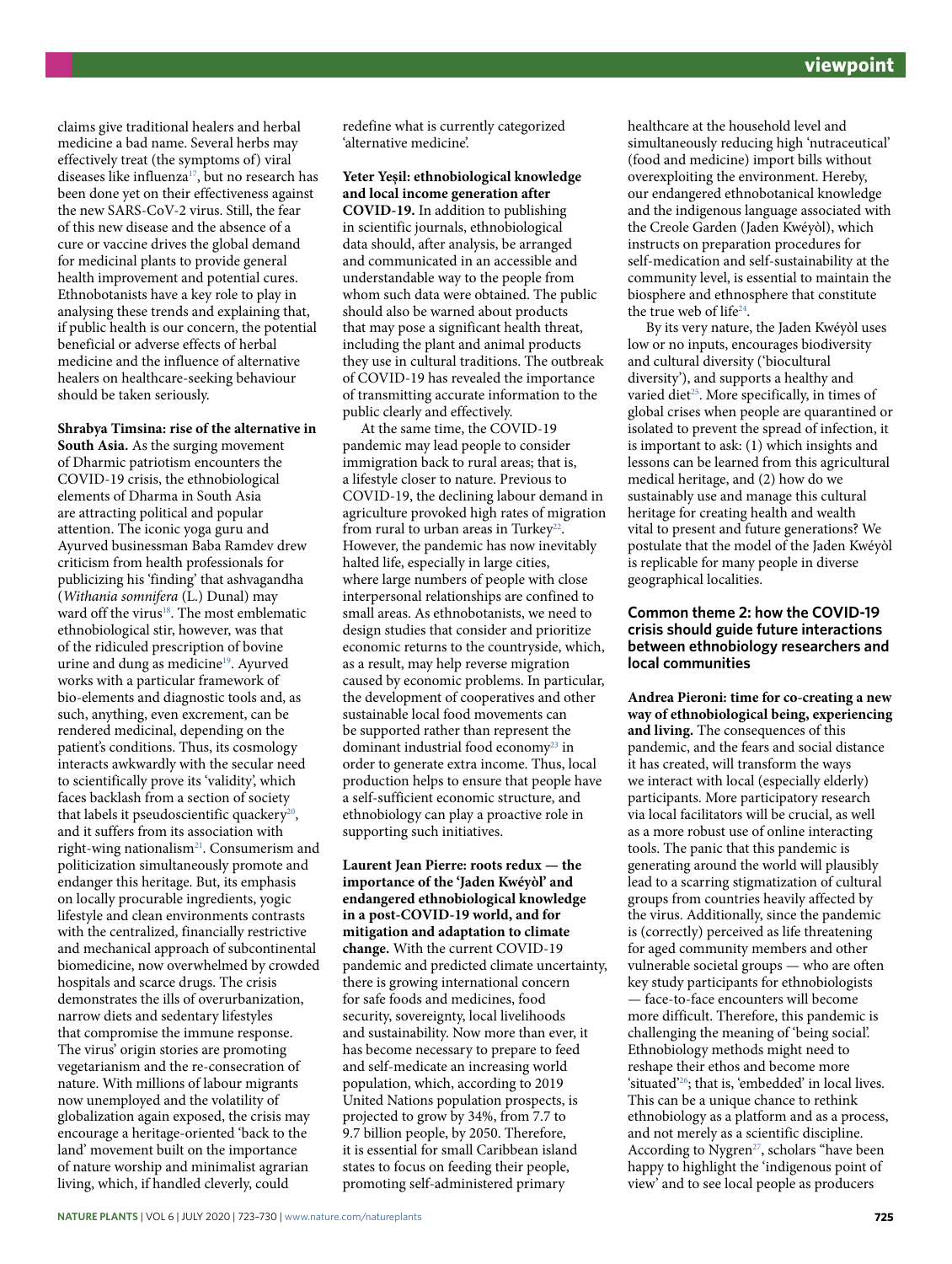claims give traditional healers and herbal medicine a bad name. Several herbs may effectively treat (the symptoms of) viral diseases like influenza[17], but no research has been done yet on their effectiveness against the new SARS-CoV-2 virus. Still, the fear of this new disease and the absence of a cure or vaccine drives the global demand for medicinal plants to provide general health improvement and potential cures. Ethnobotanists have a key role to play in analysing these trends and explaining that, if public health is our concern, the potential beneficial or adverse effects of herbal medicine and the influence of alternative healers on healthcare-seeking behaviour should be taken seriously.

**Shrabya Timsina: rise of the alternative in South Asia.** As the surging movement of Dharmic patriotism encounters the COVID-19 crisis, the ethnobiological elements of Dharma in South Asia are attracting political and popular attention. The iconic yoga guru and Ayurved businessman Baba Ramdev drew criticism from health professionals for publicizing his 'finding' that ashvagandha (*Withania somnifera* (L.) Dunal) may ward off the virus[18]. The most emblematic ethnobiological stir, however, was that of the ridiculed prescription of bovine urine and dung as medicine[19]. Ayurved works with a particular framework of bio-elements and diagnostic tools and, as such, anything, even excrement, can be rendered medicinal, depending on the patient's conditions. Thus, its cosmology interacts awkwardly with the secular need to scientifically prove its 'validity', which faces backlash from a section of society that labels it pseudoscientific quackery[20], and it suffers from its association with right-wing nationalism[21]. Consumerism and politicization simultaneously promote and endanger this heritage. But, its emphasis on locally procurable ingredients, yogic lifestyle and clean environments contrasts with the centralized, financially restrictive and mechanical approach of subcontinental biomedicine, now overwhelmed by crowded hospitals and scarce drugs. The crisis demonstrates the ills of overurbanization, narrow diets and sedentary lifestyles that compromise the immune response. The virus' origin stories are promoting vegetarianism and the re-consecration of nature. With millions of labour migrants now unemployed and the volatility of globalization again exposed, the crisis may encourage a heritage-oriented 'back to the land' movement built on the importance of nature worship and minimalist agrarian living, which, if handled cleverly, could redefine what is currently categorized 'alternative medicine'.

**Yeter Yeşil: ethnobiological knowledge and local income generation after COVID-19.** In addition to publishing in scientific journals, ethnobiological data should, after analysis, be arranged and communicated in an accessible and understandable way to the people from whom such data were obtained. The public should also be warned about products that may pose a significant health threat, including the plant and animal products they use in cultural traditions. The outbreak of COVID-19 has revealed the importance of transmitting accurate information to the public clearly and effectively.

At the same time, the COVID-19 pandemic may lead people to consider immigration back to rural areas; that is, a lifestyle closer to nature. Previous to COVID-19, the declining labour demand in agriculture provoked high rates of migration from rural to urban areas in Turkey[22]. However, the pandemic has now inevitably halted life, especially in large cities, where large numbers of people with close interpersonal relationships are confined to small areas. As ethnobotanists, we need to design studies that consider and prioritize economic returns to the countryside, which, as a result, may help reverse migration caused by economic problems. In particular, the development of cooperatives and other sustainable local food movements can be supported rather than represent the dominant industrial food economy[23] in order to generate extra income. Thus, local production helps to ensure that people have a self-sufficient economic structure, and ethnobiology can play a proactive role in supporting such initiatives.

**Laurent Jean Pierre: roots redux — the importance of the 'Jaden Kwéyòl' and endangered ethnobiological knowledge in a post-COVID-19 world, and for mitigation and adaptation to climate change.** With the current COVID-19 pandemic and predicted climate uncertainty, there is growing international concern for safe foods and medicines, food security, sovereignty, local livelihoods and sustainability. Now more than ever, it has become necessary to prepare to feed and self-medicate an increasing world population, which, according to 2019 United Nations population prospects, is projected to grow by 34%, from 7.7 to 9.7 billion people, by 2050. Therefore, it is essential for small Caribbean island states to focus on feeding their people, promoting self-administered primary healthcare at the household level and simultaneously reducing high 'nutraceutical' (food and medicine) import bills without overexploiting the environment. Hereby, our endangered ethnobotanical knowledge and the indigenous language associated with the Creole Garden (Jaden Kwéyòl), which instructs on preparation procedures for self-medication and self-sustainability at the community level, is essential to maintain the biosphere and ethnosphere that constitute the true web of life[24].

By its very nature, the Jaden Kwéyòl uses low or no inputs, encourages biodiversity and cultural diversity ('biocultural diversity'), and supports a healthy and varied diet[25]. More specifically, in times of global crises when people are quarantined or isolated to prevent the spread of infection, it is important to ask: (1) which insights and lessons can be learned from this agricultural medical heritage, and (2) how do we sustainably use and manage this cultural heritage for creating health and wealth vital to present and future generations? We postulate that the model of the Jaden Kwéyòl is replicable for many people in diverse geographical localities.

## Common theme 2: how the COVID-19 crisis should guide future interactions between ethnobiology researchers and local communities

**Andrea Pieroni: time for co-creating a new way of ethnobiological being, experiencing and living.** The consequences of this pandemic, and the fears and social distance it has created, will transform the ways we interact with local (especially elderly) participants. More participatory research via local facilitators will be crucial, as well as a more robust use of online interacting tools. The panic that this pandemic is generating around the world will plausibly lead to a scarring stigmatization of cultural groups from countries heavily affected by the virus. Additionally, since the pandemic is (correctly) perceived as life threatening for aged community members and other vulnerable societal groups — who are often key study participants for ethnobiologists — face-to-face encounters will become more difficult. Therefore, this pandemic is challenging the meaning of 'being social'. Ethnobiology methods might need to reshape their ethos and become more 'situated'[26]; that is, 'embedded' in local lives. This can be a unique chance to rethink ethnobiology as a platform and as a process, and not merely as a scientific discipline. According to Nygren[27], scholars "have been happy to highlight the 'indigenous point of view' and to see local people as producers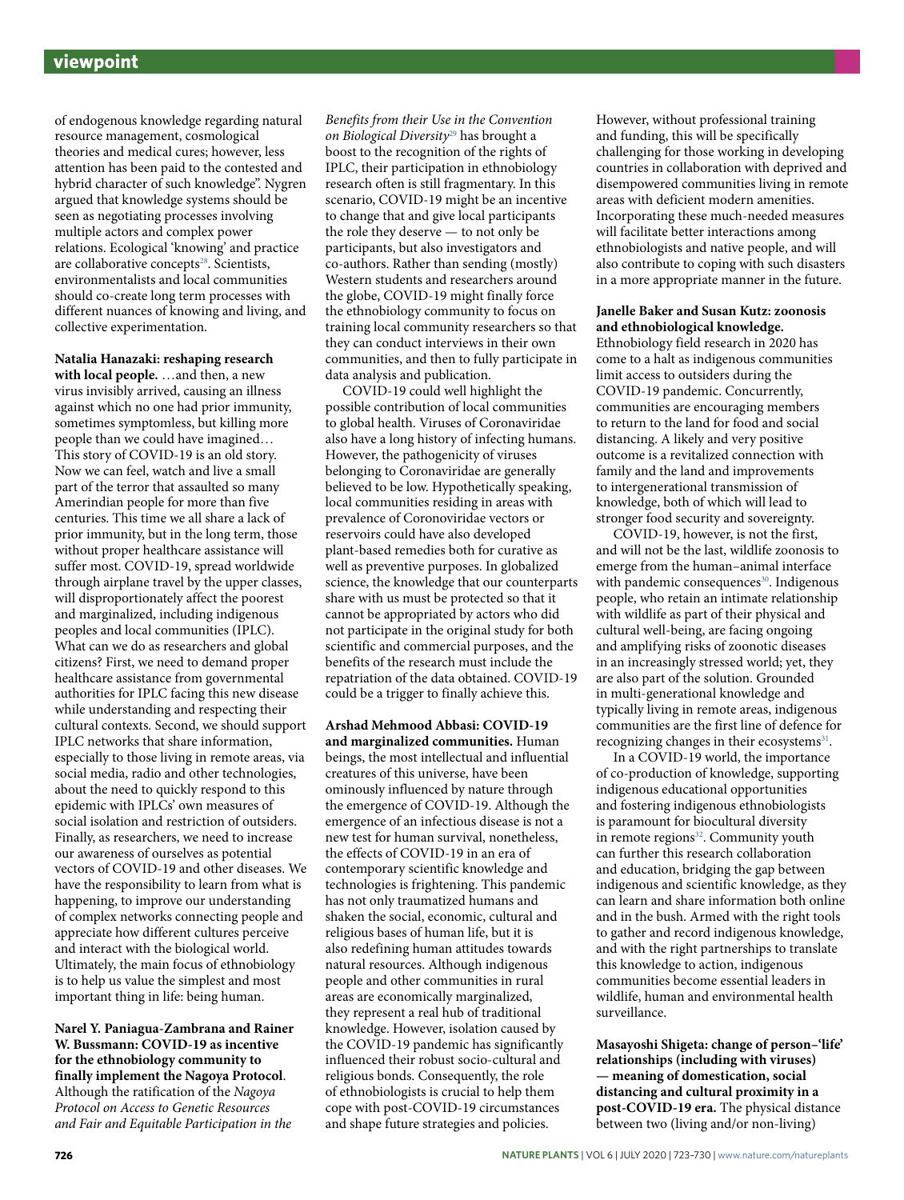of endogenous knowledge regarding natural resource management, cosmological theories and medical cures; however, less attention has been paid to the contested and hybrid character of such knowledge". Nygren argued that knowledge systems should be seen as negotiating processes involving multiple actors and complex power relations. Ecological 'knowing' and practice are collaborative concepts[28]. Scientists, environmentalists and local communities should co-create long term processes with different nuances of knowing and living, and collective experimentation.

**Natalia Hanazaki: reshaping research with local people.** …and then, a new virus invisibly arrived, causing an illness against which no one had prior immunity, sometimes symptomless, but killing more people than we could have imagined… This story of COVID-19 is an old story. Now we can feel, watch and live a small part of the terror that assaulted so many Amerindian people for more than five centuries. This time we all share a lack of prior immunity, but in the long term, those without proper healthcare assistance will suffer most. COVID-19, spread worldwide through airplane travel by the upper classes, will disproportionately affect the poorest and marginalized, including indigenous peoples and local communities (IPLC). What can we do as researchers and global citizens? First, we need to demand proper healthcare assistance from governmental authorities for IPLC facing this new disease while understanding and respecting their cultural contexts. Second, we should support IPLC networks that share information, especially to those living in remote areas, via social media, radio and other technologies, about the need to quickly respond to this epidemic with IPLCs' own measures of social isolation and restriction of outsiders. Finally, as researchers, we need to increase our awareness of ourselves as potential vectors of COVID-19 and other diseases. We have the responsibility to learn from what is happening, to improve our understanding of complex networks connecting people and appreciate how different cultures perceive and interact with the biological world. Ultimately, the main focus of ethnobiology is to help us value the simplest and most important thing in life: being human.

**Narel Y. Paniagua-Zambrana and Rainer W. Bussmann: COVID-19 as incentive for the ethnobiology community to finally implement the Nagoya Protocol**. Although the ratification of the *Nagoya Protocol on Access to Genetic Resources and Fair and Equitable Participation in the Benefits from their Use in the Convention on Biological Diversity*[29] has brought a boost to the recognition of the rights of IPLC, their participation in ethnobiology research often is still fragmentary. In this scenario, COVID-19 might be an incentive to change that and give local participants the role they deserve — to not only be participants, but also investigators and co-authors. Rather than sending (mostly) Western students and researchers around the globe, COVID-19 might finally force the ethnobiology community to focus on training local community researchers so that they can conduct interviews in their own communities, and then to fully participate in data analysis and publication.

COVID-19 could well highlight the possible contribution of local communities to global health. Viruses of Coronaviridae also have a long history of infecting humans. However, the pathogenicity of viruses belonging to Coronaviridae are generally believed to be low. Hypothetically speaking, local communities residing in areas with prevalence of Coronoviridae vectors or reservoirs could have also developed plant-based remedies both for curative as well as preventive purposes. In globalized science, the knowledge that our counterparts share with us must be protected so that it cannot be appropriated by actors who did not participate in the original study for both scientific and commercial purposes, and the benefits of the research must include the repatriation of the data obtained. COVID-19 could be a trigger to finally achieve this.

**Arshad Mehmood Abbasi: COVID-19 and marginalized communities.** Human beings, the most intellectual and influential creatures of this universe, have been ominously influenced by nature through the emergence of COVID-19. Although the emergence of an infectious disease is not a new test for human survival, nonetheless, the effects of COVID-19 in an era of contemporary scientific knowledge and technologies is frightening. This pandemic has not only traumatized humans and shaken the social, economic, cultural and religious bases of human life, but it is also redefining human attitudes towards natural resources. Although indigenous people and other communities in rural areas are economically marginalized, they represent a real hub of traditional knowledge. However, isolation caused by the COVID-19 pandemic has significantly influenced their robust socio-cultural and religious bonds. Consequently, the role of ethnobiologists is crucial to help them cope with post-COVID-19 circumstances and shape future strategies and policies. However, without professional training and funding, this will be specifically challenging for those working in developing countries in collaboration with deprived and disempowered communities living in remote areas with deficient modern amenities. Incorporating these much-needed measures will facilitate better interactions among ethnobiologists and native people, and will also contribute to coping with such disasters in a more appropriate manner in the future.

**Janelle Baker and Susan Kutz: zoonosis and ethnobiological knowledge.** Ethnobiology field research in 2020 has come to a halt as indigenous communities limit access to outsiders during the COVID-19 pandemic. Concurrently, communities are encouraging members to return to the land for food and social distancing. A likely and very positive outcome is a revitalized connection with family and the land and improvements to intergenerational transmission of knowledge, both of which will lead to stronger food security and sovereignty.

COVID-19, however, is not the first, and will not be the last, wildlife zoonosis to emerge from the human–animal interface with pandemic consequences[30]. Indigenous people, who retain an intimate relationship with wildlife as part of their physical and cultural well-being, are facing ongoing and amplifying risks of zoonotic diseases in an increasingly stressed world; yet, they are also part of the solution. Grounded in multi-generational knowledge and typically living in remote areas, indigenous communities are the first line of defence for recognizing changes in their ecosystems[31].

In a COVID-19 world, the importance of co-production of knowledge, supporting indigenous educational opportunities and fostering indigenous ethnobiologists is paramount for biocultural diversity in remote regions[32]. Community youth can further this research collaboration and education, bridging the gap between indigenous and scientific knowledge, as they can learn and share information both online and in the bush. Armed with the right tools to gather and record indigenous knowledge, and with the right partnerships to translate this knowledge to action, indigenous communities become essential leaders in wildlife, human and environmental health surveillance.

**Masayoshi Shigeta: change of person–'life' relationships (including with viruses) — meaning of domestication, social distancing and cultural proximity in a post-COVID-19 era.** The physical distance between two (living and/or non-living)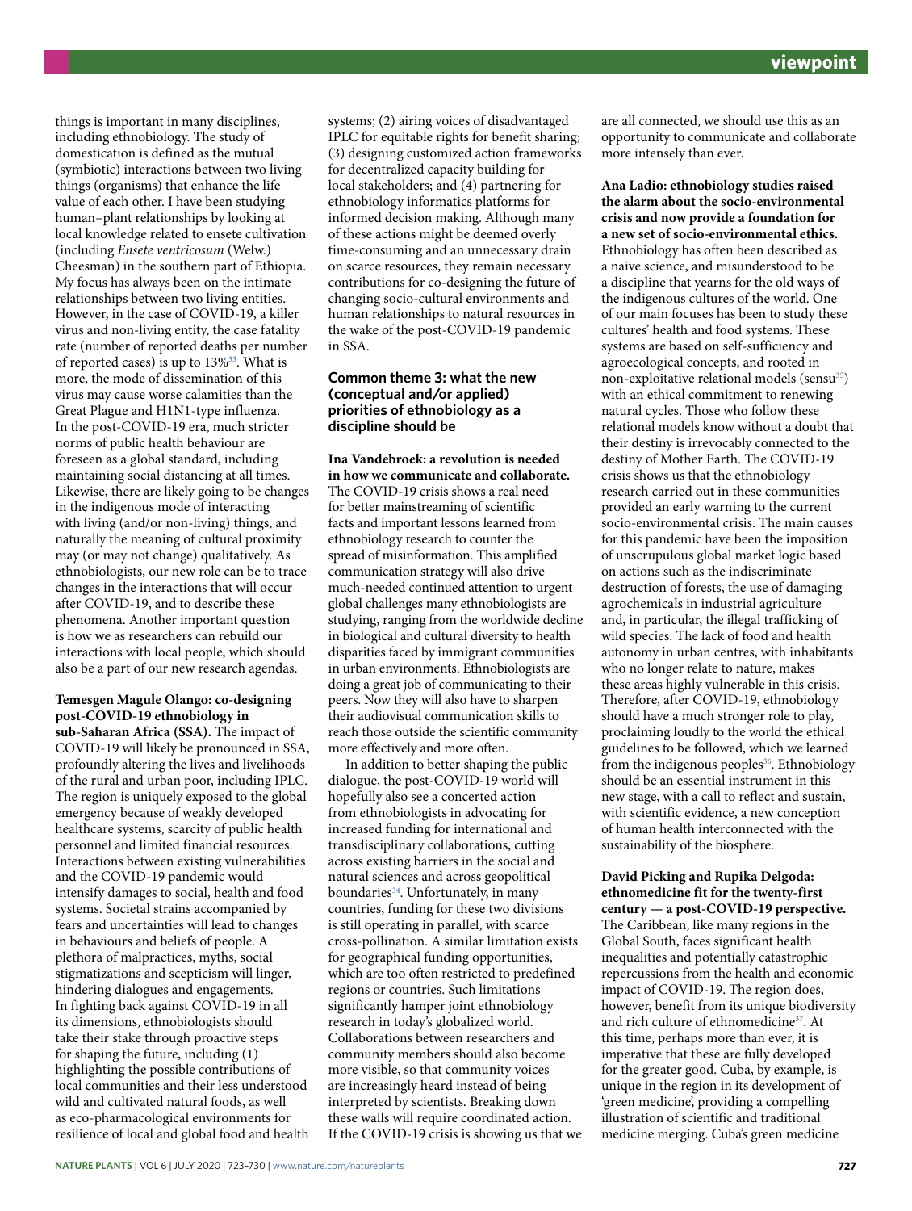things is important in many disciplines, including ethnobiology. The study of domestication is defined as the mutual (symbiotic) interactions between two living things (organisms) that enhance the life value of each other. I have been studying human–plant relationships by looking at local knowledge related to ensete cultivation (including *Ensete ventricosum* (Welw.) Cheesman) in the southern part of Ethiopia. My focus has always been on the intimate relationships between two living entities. However, in the case of COVID-19, a killer virus and non-living entity, the case fatality rate (number of reported deaths per number of reported cases) is up to 13%[33]. What is more, the mode of dissemination of this virus may cause worse calamities than the Great Plague and H1N1-type influenza. In the post-COVID-19 era, much stricter norms of public health behaviour are foreseen as a global standard, including maintaining social distancing at all times. Likewise, there are likely going to be changes in the indigenous mode of interacting with living (and/or non-living) things, and naturally the meaning of cultural proximity may (or may not change) qualitatively. As ethnobiologists, our new role can be to trace changes in the interactions that will occur after COVID-19, and to describe these phenomena. Another important question is how we as researchers can rebuild our interactions with local people, which should also be a part of our new research agendas.

**Temesgen Magule Olango: co-designing post-COVID-19 ethnobiology in sub-Saharan Africa (SSA).** The impact of COVID-19 will likely be pronounced in SSA, profoundly altering the lives and livelihoods of the rural and urban poor, including IPLC. The region is uniquely exposed to the global emergency because of weakly developed healthcare systems, scarcity of public health personnel and limited financial resources. Interactions between existing vulnerabilities and the COVID-19 pandemic would intensify damages to social, health and food systems. Societal strains accompanied by fears and uncertainties will lead to changes in behaviours and beliefs of people. A plethora of malpractices, myths, social stigmatizations and scepticism will linger, hindering dialogues and engagements. In fighting back against COVID-19 in all its dimensions, ethnobiologists should take their stake through proactive steps for shaping the future, including (1) highlighting the possible contributions of local communities and their less understood wild and cultivated natural foods, as well as eco-pharmacological environments for resilience of local and global food and health systems; (2) airing voices of disadvantaged IPLC for equitable rights for benefit sharing; (3) designing customized action frameworks for decentralized capacity building for local stakeholders; and (4) partnering for ethnobiology informatics platforms for informed decision making. Although many of these actions might be deemed overly time-consuming and an unnecessary drain on scarce resources, they remain necessary contributions for co-designing the future of changing socio-cultural environments and human relationships to natural resources in the wake of the post-COVID-19 pandemic in SSA.

### Common theme 3: what the new (conceptual and/or applied) priorities of ethnobiology as a discipline should be

**Ina Vandebroek: a revolution is needed in how we communicate and collaborate.** The COVID-19 crisis shows a real need for better mainstreaming of scientific facts and important lessons learned from ethnobiology research to counter the spread of misinformation. This amplified communication strategy will also drive much-needed continued attention to urgent global challenges many ethnobiologists are studying, ranging from the worldwide decline in biological and cultural diversity to health disparities faced by immigrant communities in urban environments. Ethnobiologists are doing a great job of communicating to their peers. Now they will also have to sharpen their audiovisual communication skills to reach those outside the scientific community more effectively and more often.

In addition to better shaping the public dialogue, the post-COVID-19 world will hopefully also see a concerted action from ethnobiologists in advocating for increased funding for international and transdisciplinary collaborations, cutting across existing barriers in the social and natural sciences and across geopolitical boundaries[34]. Unfortunately, in many countries, funding for these two divisions is still operating in parallel, with scarce cross-pollination. A similar limitation exists for geographical funding opportunities, which are too often restricted to predefined regions or countries. Such limitations significantly hamper joint ethnobiology research in today's globalized world. Collaborations between researchers and community members should also become more visible, so that community voices are increasingly heard instead of being interpreted by scientists. Breaking down these walls will require coordinated action. If the COVID-19 crisis is showing us that we are all connected, we should use this as an opportunity to communicate and collaborate more intensely than ever.

**Ana Ladio: ethnobiology studies raised the alarm about the socio-environmental crisis and now provide a foundation for a new set of socio-environmental ethics.** Ethnobiology has often been described as a naive science, and misunderstood to be a discipline that yearns for the old ways of the indigenous cultures of the world. One of our main focuses has been to study these cultures' health and food systems. These systems are based on self-sufficiency and agroecological concepts, and rooted in non-exploitative relational models (sensu[35]) with an ethical commitment to renewing natural cycles. Those who follow these relational models know without a doubt that their destiny is irrevocably connected to the destiny of Mother Earth. The COVID-19 crisis shows us that the ethnobiology research carried out in these communities provided an early warning to the current socio-environmental crisis. The main causes for this pandemic have been the imposition of unscrupulous global market logic based on actions such as the indiscriminate destruction of forests, the use of damaging agrochemicals in industrial agriculture and, in particular, the illegal trafficking of wild species. The lack of food and health autonomy in urban centres, with inhabitants who no longer relate to nature, makes these areas highly vulnerable in this crisis. Therefore, after COVID-19, ethnobiology should have a much stronger role to play, proclaiming loudly to the world the ethical guidelines to be followed, which we learned from the indigenous peoples[36]. Ethnobiology should be an essential instrument in this new stage, with a call to reflect and sustain, with scientific evidence, a new conception of human health interconnected with the sustainability of the biosphere.

**David Picking and Rupika Delgoda: ethnomedicine fit for the twenty-first century — a post-COVID-19 perspective.** The Caribbean, like many regions in the Global South, faces significant health inequalities and potentially catastrophic repercussions from the health and economic impact of COVID-19. The region does, however, benefit from its unique biodiversity and rich culture of ethnomedicine[37]. At this time, perhaps more than ever, it is imperative that these are fully developed for the greater good. Cuba, by example, is unique in the region in its development of 'green medicine', providing a compelling illustration of scientific and traditional medicine merging. Cuba's green medicine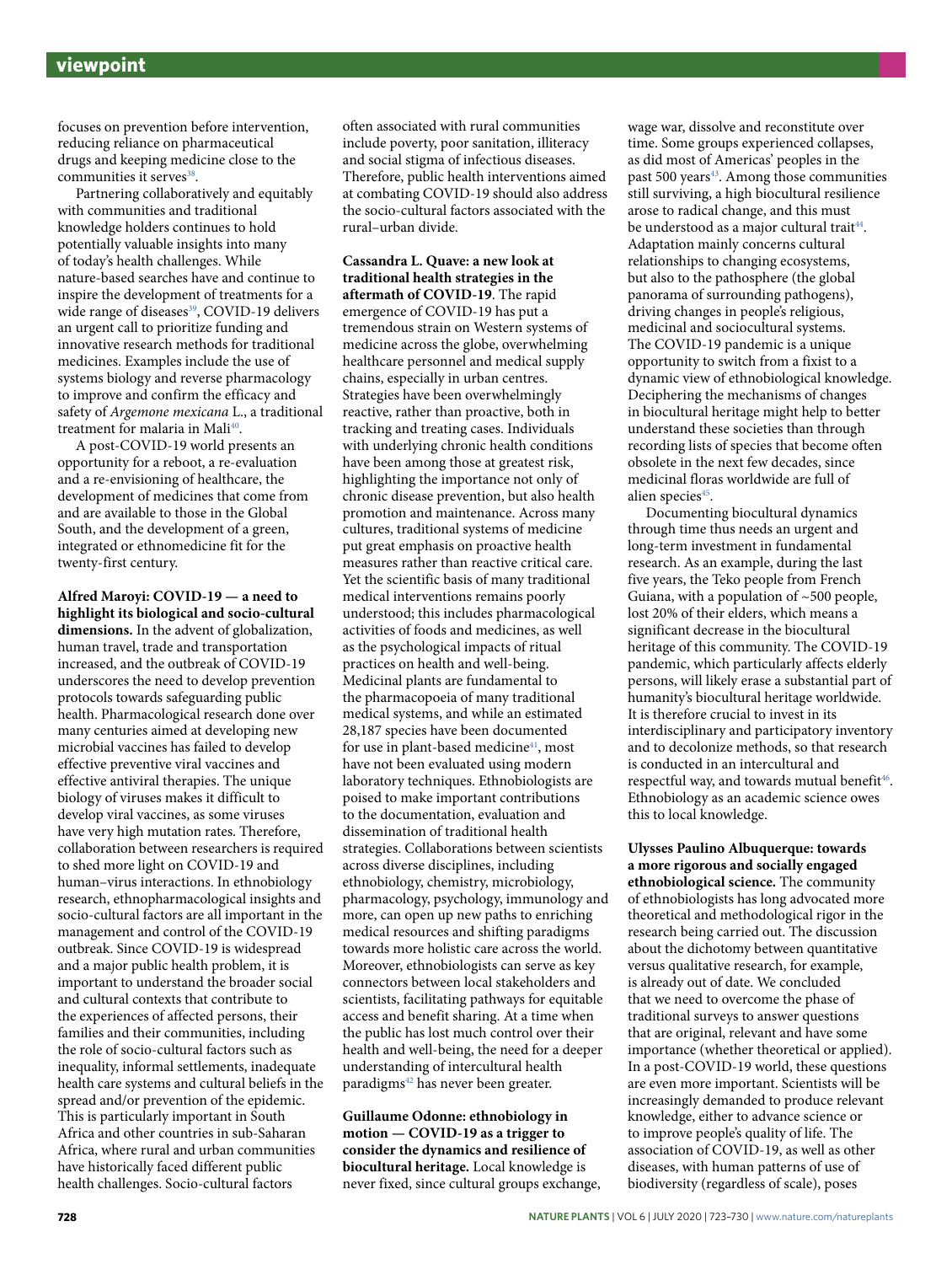focuses on prevention before intervention, reducing reliance on pharmaceutical drugs and keeping medicine close to the communities it serves[38].

Partnering collaboratively and equitably with communities and traditional knowledge holders continues to hold potentially valuable insights into many of today's health challenges. While nature-based searches have and continue to inspire the development of treatments for a wide range of diseases[39], COVID-19 delivers an urgent call to prioritize funding and innovative research methods for traditional medicines. Examples include the use of systems biology and reverse pharmacology to improve and confirm the efficacy and safety of *Argemone mexicana* L., a traditional treatment for malaria in Mali[40].

A post-COVID-19 world presents an opportunity for a reboot, a re-evaluation and a re-envisioning of healthcare, the development of medicines that come from and are available to those in the Global South, and the development of a green, integrated or ethnomedicine fit for the twenty-first century.

**Alfred Maroyi: COVID-19 — a need to highlight its biological and socio-cultural dimensions.** In the advent of globalization, human travel, trade and transportation increased, and the outbreak of COVID-19 underscores the need to develop prevention protocols towards safeguarding public health. Pharmacological research done over many centuries aimed at developing new microbial vaccines has failed to develop effective preventive viral vaccines and effective antiviral therapies. The unique biology of viruses makes it difficult to develop viral vaccines, as some viruses have very high mutation rates. Therefore, collaboration between researchers is required to shed more light on COVID-19 and human–virus interactions. In ethnobiology research, ethnopharmacological insights and socio-cultural factors are all important in the management and control of the COVID-19 outbreak. Since COVID-19 is widespread and a major public health problem, it is important to understand the broader social and cultural contexts that contribute to the experiences of affected persons, their families and their communities, including the role of socio-cultural factors such as inequality, informal settlements, inadequate health care systems and cultural beliefs in the spread and/or prevention of the epidemic. This is particularly important in South Africa and other countries in sub-Saharan Africa, where rural and urban communities have historically faced different public health challenges. Socio-cultural factors often associated with rural communities include poverty, poor sanitation, illiteracy and social stigma of infectious diseases. Therefore, public health interventions aimed at combating COVID-19 should also address the socio-cultural factors associated with the rural–urban divide.

**Cassandra L. Quave: a new look at traditional health strategies in the aftermath of COVID-19**. The rapid emergence of COVID-19 has put a tremendous strain on Western systems of medicine across the globe, overwhelming healthcare personnel and medical supply chains, especially in urban centres. Strategies have been overwhelmingly reactive, rather than proactive, both in tracking and treating cases. Individuals with underlying chronic health conditions have been among those at greatest risk, highlighting the importance not only of chronic disease prevention, but also health promotion and maintenance. Across many cultures, traditional systems of medicine put great emphasis on proactive health measures rather than reactive critical care. Yet the scientific basis of many traditional medical interventions remains poorly understood; this includes pharmacological activities of foods and medicines, as well as the psychological impacts of ritual practices on health and well-being. Medicinal plants are fundamental to the pharmacopoeia of many traditional medical systems, and while an estimated 28,187 species have been documented for use in plant-based medicine[41], most have not been evaluated using modern laboratory techniques. Ethnobiologists are poised to make important contributions to the documentation, evaluation and dissemination of traditional health strategies. Collaborations between scientists across diverse disciplines, including ethnobiology, chemistry, microbiology, pharmacology, psychology, immunology and more, can open up new paths to enriching medical resources and shifting paradigms towards more holistic care across the world. Moreover, ethnobiologists can serve as key connectors between local stakeholders and scientists, facilitating pathways for equitable access and benefit sharing. At a time when the public has lost much control over their health and well-being, the need for a deeper understanding of intercultural health paradigms[42] has never been greater.

**Guillaume Odonne: ethnobiology in motion — COVID-19 as a trigger to consider the dynamics and resilience of biocultural heritage.** Local knowledge is never fixed, since cultural groups exchange, wage war, dissolve and reconstitute over time. Some groups experienced collapses, as did most of Americas' peoples in the past 500 years[43]. Among those communities still surviving, a high biocultural resilience arose to radical change, and this must be understood as a major cultural trait[44]. Adaptation mainly concerns cultural relationships to changing ecosystems, but also to the pathosphere (the global panorama of surrounding pathogens), driving changes in people's religious, medicinal and sociocultural systems. The COVID-19 pandemic is a unique opportunity to switch from a fixist to a dynamic view of ethnobiological knowledge. Deciphering the mechanisms of changes in biocultural heritage might help to better understand these societies than through recording lists of species that become often obsolete in the next few decades, since medicinal floras worldwide are full of alien species[45].

Documenting biocultural dynamics through time thus needs an urgent and long-term investment in fundamental research. As an example, during the last five years, the Teko people from French Guiana, with a population of ~500 people, lost 20% of their elders, which means a significant decrease in the biocultural heritage of this community. The COVID-19 pandemic, which particularly affects elderly persons, will likely erase a substantial part of humanity's biocultural heritage worldwide. It is therefore crucial to invest in its interdisciplinary and participatory inventory and to decolonize methods, so that research is conducted in an intercultural and respectful way, and towards mutual benefit[46]. Ethnobiology as an academic science owes this to local knowledge.

**Ulysses Paulino Albuquerque: towards a more rigorous and socially engaged ethnobiological science.** The community of ethnobiologists has long advocated more theoretical and methodological rigor in the research being carried out. The discussion about the dichotomy between quantitative versus qualitative research, for example, is already out of date. We concluded that we need to overcome the phase of traditional surveys to answer questions that are original, relevant and have some importance (whether theoretical or applied). In a post-COVID-19 world, these questions are even more important. Scientists will be increasingly demanded to produce relevant knowledge, either to advance science or to improve people's quality of life. The association of COVID-19, as well as other diseases, with human patterns of use of biodiversity (regardless of scale), poses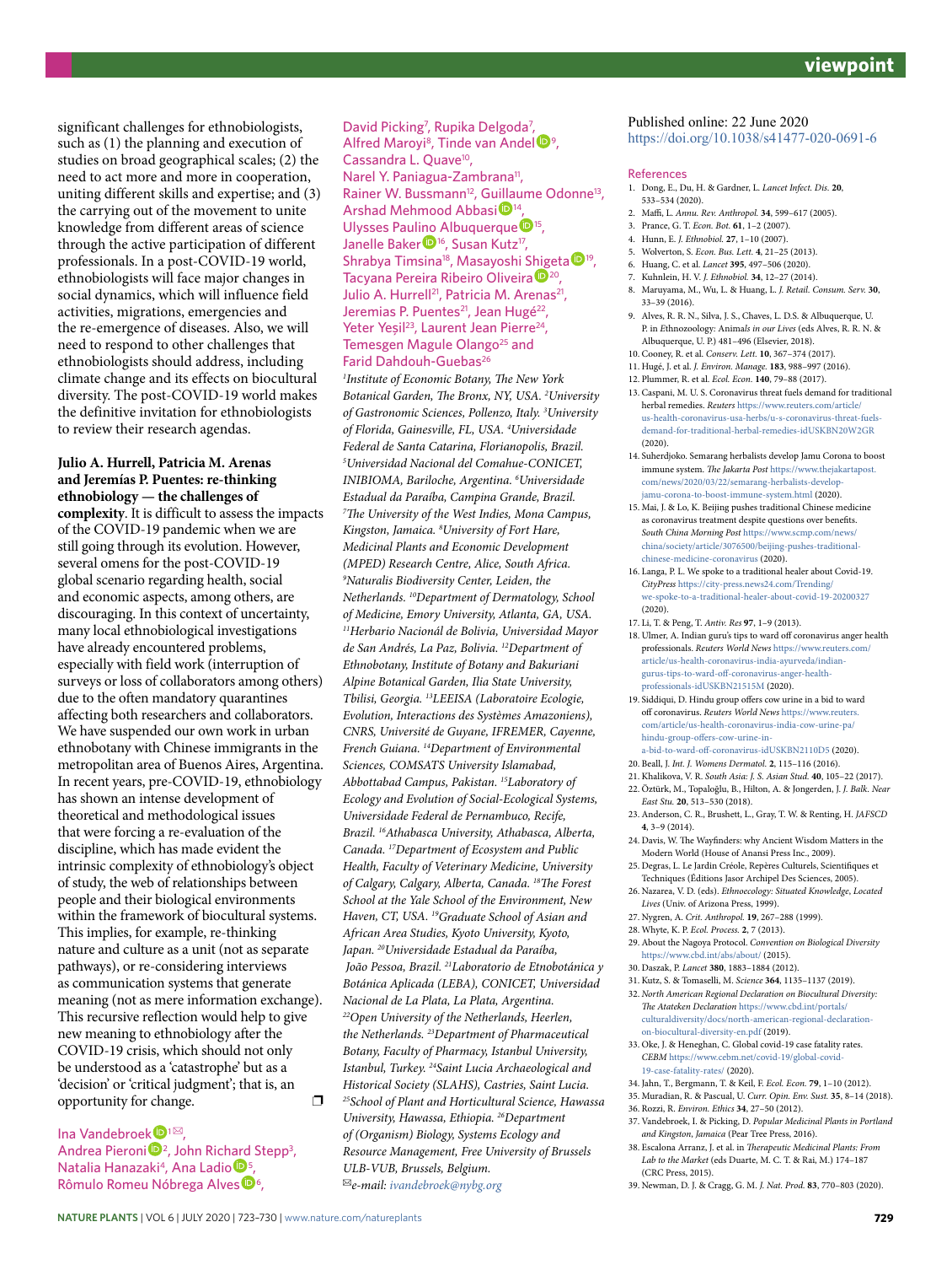significant challenges for ethnobiologists, such as (1) the planning and execution of studies on broad geographical scales; (2) the need to act more and more in cooperation, uniting different skills and expertise; and (3) the carrying out of the movement to unite knowledge from different areas of science through the active participation of different professionals. In a post-COVID-19 world, ethnobiologists will face major changes in social dynamics, which will influence field activities, migrations, emergencies and the re-emergence of diseases. Also, we will need to respond to other challenges that ethnobiologists should address, including climate change and its effects on biocultural diversity. The post-COVID-19 world makes the definitive invitation for ethnobiologists to review their research agendas.

**Julio A. Hurrell, Patricia M. Arenas and Jeremías P. Puentes: re-thinking ethnobiology — the challenges of complexity**. It is difficult to assess the impacts of the COVID-19 pandemic when we are still going through its evolution. However, several omens for the post-COVID-19 global scenario regarding health, social and economic aspects, among others, are discouraging. In this context of uncertainty, many local ethnobiological investigations have already encountered problems, especially with field work (interruption of surveys or loss of collaborators among others) due to the often mandatory quarantines affecting both researchers and collaborators. We have suspended our own work in urban ethnobotany with Chinese immigrants in the metropolitan area of Buenos Aires, Argentina. In recent years, pre-COVID-19, ethnobiology has shown an intense development of theoretical and methodological issues that were forcing a re-evaluation of the discipline, which has made evident the intrinsic complexity of ethnobiology's object of study, the web of relationships between people and their biological environments within the framework of biocultural systems. This implies, for example, re-thinking nature and culture as a unit (not as separate pathways), or re-considering interviews as communication systems that generate meaning (not as mere information exchange). This recursive reflection would help to give new meaning to ethnobiology after the COVID-19 crisis, which should not only be understood as a 'catastrophe' but as a 'decision' or 'critical judgment'; that is, an opportunity for change. ❐

Ina Vandebroek[1]✉, Andrea Pieroni[2], John Richard Stepp[3], Natalia Hanazaki[4], Ana Ladio[5], Rômulo Romeu Nóbrega Alves[6], David Picking[7], Rupika Delgoda[7], Alfred Maroyi[8], Tinde van Andel[9], Cassandra L. Quave[10], Narel Y. Paniagua-Zambrana[11], Rainer W. Bussmann[12], Guillaume Odonne[13], Arshad Mehmood Abbasi[14], Ulysses Paulino Albuquerque[15], Janelle Baker[16], Susan Kutz[17], Shrabya Timsina[18], Masayoshi Shigeta[19], Tacyana Pereira Ribeiro Oliveira[20], Julio A. Hurrell[21], Patricia M. Arenas[21], Jeremias P. Puentes[21], Jean Hugé[22], Yeter Yeşil[23], Laurent Jean Pierre[24], Temesgen Magule Olango[25] and Farid Dahdouh-Guebas[26]

*[1]Institute of Economic Botany, The New York Botanical Garden, The Bronx, NY, USA. [2]University of Gastronomic Sciences, Pollenzo, Italy. [3]University of Florida, Gainesville, FL, USA. [4]Universidade Federal de Santa Catarina, Florianopolis, Brazil. [5]Universidad Nacional del Comahue-CONICET, INIBIOMA, Bariloche, Argentina. [6]Universidade Estadual da Paraíba, Campina Grande, Brazil. [7]The University of the West Indies, Mona Campus, Kingston, Jamaica. [8]University of Fort Hare, Medicinal Plants and Economic Development (MPED) Research Centre, Alice, South Africa. [9]Naturalis Biodiversity Center, Leiden, the Netherlands. [10]Department of Dermatology, School of Medicine, Emory University, Atlanta, GA, USA. [11]Herbario Nacionál de Bolivia, Universidad Mayor de San Andrés, La Paz, Bolivia. [12]Department of Ethnobotany, Institute of Botany and Bakuriani Alpine Botanical Garden, Ilia State University, Tbilisi, Georgia. [13]LEEISA (Laboratoire Ecologie, Evolution, Interactions des Systèmes Amazoniens), CNRS, Université de Guyane, IFREMER, Cayenne, French Guiana. [14]Department of Environmental Sciences, COMSATS University Islamabad, Abbottabad Campus, Pakistan. [15]Laboratory of Ecology and Evolution of Social-Ecological Systems, Universidade Federal de Pernambuco, Recife, Brazil. [16]Athabasca University, Athabasca, Alberta, Canada. [17]Department of Ecosystem and Public Health, Faculty of Veterinary Medicine, University of Calgary, Calgary, Alberta, Canada. [18]The Forest School at the Yale School of the Environment, New Haven, CT, USA. [19]Graduate School of Asian and African Area Studies, Kyoto University, Kyoto, Japan. [20]Universidade Estadual da Paraíba, João Pessoa, Brazil. [21]Laboratorio de Etnobotánica y Botánica Aplicada (LEBA), CONICET, Universidad Nacional de La Plata, La Plata, Argentina. [22]Open University of the Netherlands, Heerlen, the Netherlands. [23]Department of Pharmaceutical Botany, Faculty of Pharmacy, Istanbul University, Istanbul, Turkey. [24]Saint Lucia Archaeological and Historical Society (SLAHS), Castries, Saint Lucia. [25]School of Plant and Horticultural Science, Hawassa University, Hawassa, Ethiopia. [26]Department of (Organism) Biology, Systems Ecology and Resource Management, Free University of Brussels ULB-VUB, Brussels, Belgium.*

✉*e-mail: ivandebroek@nybg.org*

Published online: 22 June 2020
https://doi.org/10.1038/s41477-020-0691-6

## References

1. Dong, E., Du, H. & Gardner, L. *Lancet Infect. Dis.* **20**, 533–534 (2020).
2. Maffi, L. *Annu. Rev. Anthropol.* **34**, 599–617 (2005).
3. Prance, G. T. *Econ. Bot.* **61**, 1–2 (2007).
4. Hunn, E. *J. Ethnobiol.* **27**, 1–10 (2007).
5. Wolverton, S. *Econ. Bus. Lett.* **4**, 21–25 (2013).
6. Huang, C. et al. *Lancet* **395**, 497–506 (2020).
7. Kuhnlein, H. V. *J. Ethnobiol.* **34**, 12–27 (2014).
8. Maruyama, M., Wu, L. & Huang, L. *J. Retail. Consum. Serv.* **30**, 33–39 (2016).
9. Alves, R. R. N., Silva, J. S., Chaves, L. D.S. & Albuquerque, U. P. in *Ethnozoology: Animals in our Lives* (eds Alves, R. R. N. & Albuquerque, U. P.) 481–496 (Elsevier, 2018).
10. Cooney, R. et al. *Conserv. Lett.* **10**, 367–374 (2017).
11. Hugé, J. et al. *J. Environ. Manage.* **183**, 988–997 (2016).
12. Plummer, R. et al. *Ecol. Econ.* **140**, 79–88 (2017).
13. Caspani, M. U. S. Coronavirus threat fuels demand for traditional herbal remedies. *Reuters* https://www.reuters.com/article/us-health-coronavirus-usa-herbs/u-s-coronavirus-threat-fuels-demand-for-traditional-herbal-remedies-idUSKBN20W2GR (2020).
14. Suherdjoko. Semarang herbalists develop Jamu Corona to boost immune system. *The Jakarta Post* https://www.thejakartapost.com/news/2020/03/22/semarang-herbalists-develop-jamu-corona-to-boost-immune-system.html (2020).
15. Mai, J. & Lo, K. Beijing pushes traditional Chinese medicine as coronavirus treatment despite questions over benefits. *South China Morning Post* https://www.scmp.com/news/china/society/article/3076500/beijing-pushes-traditional-chinese-medicine-coronavirus (2020).
16. Langa, P. L. We spoke to a traditional healer about Covid-19. *CityPress* https://city-press.news24.com/Trending/we-spoke-to-a-traditional-healer-about-covid-19-20200327 (2020).
17. Li, T. & Peng, T. *Antiv. Res* **97**, 1–9 (2013).
18. Ulmer, A. Indian guru's tips to ward off coronavirus anger health professionals. *Reuters World News* https://www.reuters.com/article/us-health-coronavirus-india-ayurveda/indian-gurus-tips-to-ward-off-coronavirus-anger-health-professionals-idUSKBN21515M (2020).
19. Siddiqui, D. Hindu group offers cow urine in a bid to ward off coronavirus. *Reuters World News* https://www.reuters.com/article/us-health-coronavirus-india-cow-urine-pa/hindu-group-offers-cow-urine-in-a-bid-to-ward-off-coronavirus-idUSKBN2110D5 (2020).
20. Beall, J. *Int. J. Womens Dermatol.* **2**, 115–116 (2016).
21. Khalikova, V. R. *South Asia: J. S. Asian Stud.* **40**, 105–22 (2017).
22. Öztürk, M., Topaloğlu, B., Hilton, A. & Jongerden, J. *J. Balk. Near East Stu.* **20**, 513–530 (2018).
23. Anderson, C. R., Brushett, L., Gray, T. W. & Renting, H. *JAFSCD* **4**, 3–9 (2014).
24. Davis, W. The Wayfinders: why Ancient Wisdom Matters in the Modern World (House of Anansi Press Inc., 2009).
25. Degras, L. Le Jardin Créole, Repères Culturels, Scientifiques et Techniques (Éditions Jasor Archipel Des Sciences, 2005).
26. Nazarea, V. D. (eds). *Ethnoecology: Situated Knowledge, Located Lives* (Univ. of Arizona Press, 1999).
27. Nygren, A. *Crit. Anthropol.* **19**, 267–288 (1999).
28. Whyte, K. P. *Ecol. Process.* **2**, 7 (2013).
29. About the Nagoya Protocol. *Convention on Biological Diversity* https://www.cbd.int/abs/about/ (2015).
30. Daszak, P. *Lancet* **380**, 1883–1884 (2012).
31. Kutz, S. & Tomaselli, M. *Science* **364**, 1135–1137 (2019).
32. *North American Regional Declaration on Biocultural Diversity: The Atateken Declaration* https://www.cbd.int/portals/culturaldiversity/docs/north-american-regional-declaration-on-biocultural-diversity-en.pdf (2019).
33. Oke, J. & Heneghan, C. Global covid-19 case fatality rates. *CEBM* https://www.cebm.net/covid-19/global-covid-19-case-fatality-rates/ (2020).
34. Jahn, T., Bergmann, T. & Keil, F. *Ecol. Econ.* **79**, 1–10 (2012).
35. Muradian, R. & Pascual, U. *Curr. Opin. Env. Sust.* **35**, 8–14 (2018).
36. Rozzi, R. *Environ. Ethics* **34**, 27–50 (2012).
37. Vandebroek, I. & Picking, D. *Popular Medicinal Plants in Portland and Kingston, Jamaica* (Pear Tree Press, 2016).
38. Escalona Arranz, J. et al. in *Therapeutic Medicinal Plants: From Lab to the Market* (eds Duarte, M. C. T. & Rai, M.) 174–187 (CRC Press, 2015).
39. Newman, D. J. & Cragg, G. M. *J. Nat. Prod.* **83**, 770–803 (2020).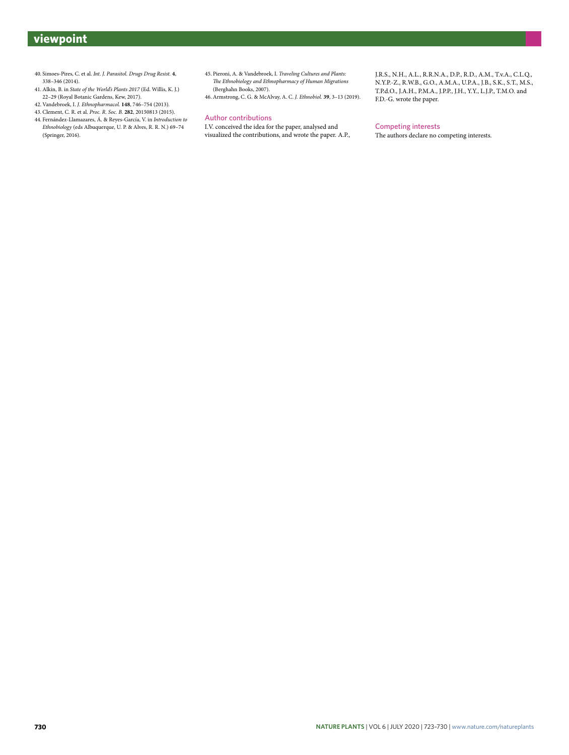40. Simoes-Pires, C. et al. *Int. J. Parasitol. Drugs Drug Resist.* **4**, 338–346 (2014).
41. Alkin, B. in *State of the World's Plants 2017* (Ed. Willis, K. J.) 22–29 (Royal Botanic Gardens, Kew, 2017).
42. Vandebroek, I. *J. Ethnopharmacol.* **148**, 746–754 (2013).
43. Clement, C. R. et al. *Proc. R. Soc. B.* **282**, 20150813 (2015).
44. Fernández-Llamazares, Á. & Reyes-García, V. in *Introduction to Ethnobiology* (eds Albuquerque, U. P. & Alves, R. R. N.) 69–74 (Springer, 2016).
45. Pieroni, A. & Vandebroek, I. *Traveling Cultures and Plants: The Ethnobiology and Ethnopharmacy of Human Migrations* (Berghahn Books, 2007).
46. Armstrong, C. G. & McAlvay, A. C. *J. Ethnobiol.* **39**, 3–13 (2019).

## Author contributions

I.V. conceived the idea for the paper, analysed and visualized the contributions, and wrote the paper. A.P., J.R.S., N.H., A.L., R.R.N.A., D.P., R.D., A.M., T.v.A., C.L.Q., N.Y.P.-Z., R.W.B., G.O., A.M.A., U.P.A., J.B., S.K., S.T., M.S., T.P.d.O., J.A.H., P.M.A., J.P.P., J.H., Y.Y., L.J.P., T.M.O. and F.D.-G. wrote the paper.

## Competing interests

The authors declare no competing interests.